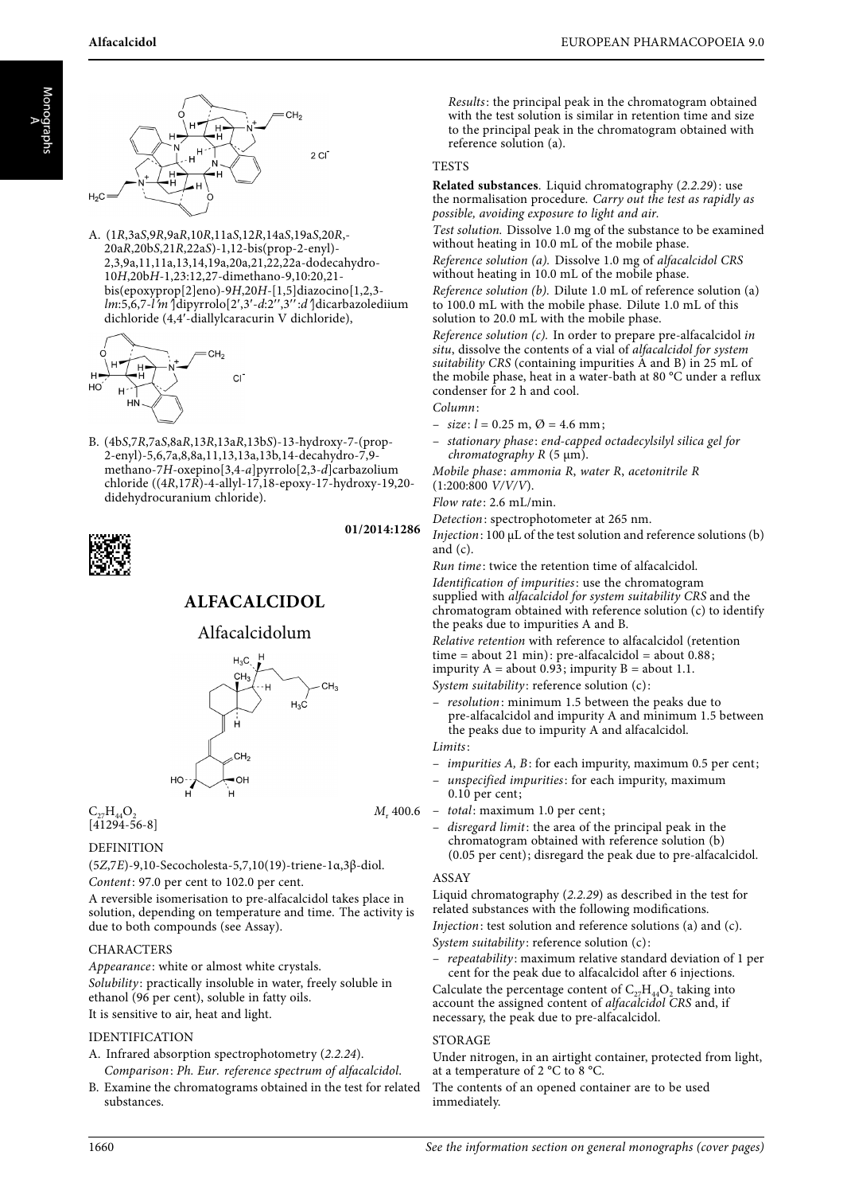A. (1*R*,3a*S*,9*R*,9a*R*,10*R*,11a*S*,12*R*,14a*S*,19a*S*,20*R*,20a*R*,20b*S*,21*R*,22a*S*)-1,12-bis(prop-2-enyl)-2,3,9a,11,11a,13,14,19a,20a,21,22,22a-dodecahydro-10*H*,20b*H*-1,23:12,27-dimethano-9,10:20,21-bis(epoxyprop[2]eno)-9*H*,20*H*-[1,5]diazocino[1,2,3-*lm*:5,6,7-*l′m′*]dipyrrolo[2′,3′-*d*:2″,3″:*d′*]dicarbazolediium dichloride (4,4′-diallylcaracurin V dichloride),

B. (4b*S*,7*R*,7a*S*,8a*R*,13*R*,13a*R*,13b*S*)-13-hydroxy-7-(prop-2-enyl)-5,6,7a,8,8a,11,13,13a,13b,14-decahydro-7,9-methano-7*H*-oxepino[3,4-*a*]pyrrolo[2,3-*d*]carbazolium chloride ((4*R*,17*R*)-4-allyl-17,18-epoxy-17-hydroxy-19,20-didehydrocuranium chloride).

01/2014:1286

# ALFACALCIDOL

## Alfacalcidolum

$C_{27}H_{44}O_2$ $M_r$ 400.6

[41294-56-8]

### DEFINITION

(5*Z*,7*E*)-9,10-Secocholesta-5,7,10(19)-triene-1α,3β-diol.

*Content*: 97.0 per cent to 102.0 per cent.

A reversible isomerisation to pre-alfacalcidol takes place in solution, depending on temperature and time. The activity is due to both compounds (see Assay).

### CHARACTERS

*Appearance*: white or almost white crystals.

*Solubility*: practically insoluble in water, freely soluble in ethanol (96 per cent), soluble in fatty oils.

It is sensitive to air, heat and light.

### IDENTIFICATION

A. Infrared absorption spectrophotometry (*2.2.24*).

*Comparison*: *Ph. Eur. reference spectrum of alfacalcidol*.

B. Examine the chromatograms obtained in the test for related substances.

*Results*: the principal peak in the chromatogram obtained with the test solution is similar in retention time and size to the principal peak in the chromatogram obtained with reference solution (a).

### TESTS

**Related substances**. Liquid chromatography (*2.2.29*): use the normalisation procedure. *Carry out the test as rapidly as possible, avoiding exposure to light and air.*

*Test solution.* Dissolve 1.0 mg of the substance to be examined without heating in 10.0 mL of the mobile phase.

*Reference solution (a).* Dissolve 1.0 mg of *alfacalcidol CRS* without heating in 10.0 mL of the mobile phase.

*Reference solution (b).* Dilute 1.0 mL of reference solution (a) to 100.0 mL with the mobile phase. Dilute 1.0 mL of this solution to 20.0 mL with the mobile phase.

*Reference solution (c).* In order to prepare pre-alfacalcidol *in situ*, dissolve the contents of a vial of *alfacalcidol for system suitability CRS* (containing impurities A and B) in 25 mL of the mobile phase, heat in a water-bath at 80 °C under a reflux condenser for 2 h and cool.

*Column*:

- *size*: $l$ = 0.25 m, Ø = 4.6 mm;
- *stationary phase*: *end-capped octadecylsilyl silica gel for chromatography R* (5 μm).

*Mobile phase*: *ammonia R*, *water R*, *acetonitrile R* (1:200:800 *V/V/V*).

*Flow rate*: 2.6 mL/min.

*Detection*: spectrophotometer at 265 nm.

*Injection*: 100 μL of the test solution and reference solutions (b) and (c).

*Run time*: twice the retention time of alfacalcidol.

*Identification of impurities*: use the chromatogram supplied with *alfacalcidol for system suitability CRS* and the chromatogram obtained with reference solution (c) to identify the peaks due to impurities A and B.

*Relative retention* with reference to alfacalcidol (retention time = about 21 min): pre-alfacalcidol = about 0.88; impurity A = about 0.93; impurity B = about 1.1.

*System suitability*: reference solution (c):

- *resolution*: minimum 1.5 between the peaks due to pre-alfacalcidol and impurity A and minimum 1.5 between the peaks due to impurity A and alfacalcidol.

*Limits*:

- *impurities A, B*: for each impurity, maximum 0.5 per cent;
- *unspecified impurities*: for each impurity, maximum 0.10 per cent;
- *total*: maximum 1.0 per cent;
- *disregard limit*: the area of the principal peak in the chromatogram obtained with reference solution (b) (0.05 per cent); disregard the peak due to pre-alfacalcidol.

### ASSAY

Liquid chromatography (*2.2.29*) as described in the test for related substances with the following modifications.

*Injection*: test solution and reference solutions (a) and (c).

*System suitability*: reference solution (c):

- *repeatability*: maximum relative standard deviation of 1 per cent for the peak due to alfacalcidol after 6 injections.

Calculate the percentage content of $C_{27}H_{44}O_2$ taking into account the assigned content of *alfacalcidol CRS* and, if necessary, the peak due to pre-alfacalcidol.

### STORAGE

Under nitrogen, in an airtight container, protected from light, at a temperature of 2 °C to 8 °C.

The contents of an opened container are to be used immediately.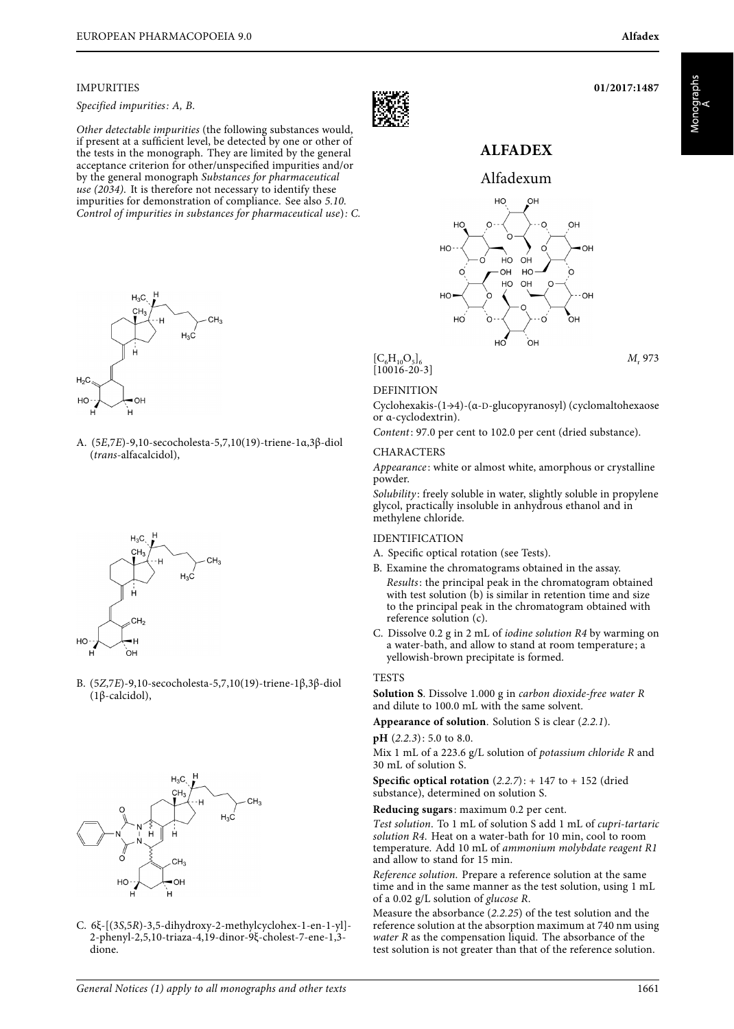IMPURITIES

*Specified impurities*: A, B.

*Other detectable impurities* (the following substances would, if present at a sufficient level, be detected by one or other of the tests in the monograph. They are limited by the general acceptance criterion for other/unspecified impurities and/or by the general monograph *Substances for pharmaceutical use (2034)*. It is therefore not necessary to identify these impurities for demonstration of compliance. See also *5.10. Control of impurities in substances for pharmaceutical use*): C.

A. (5*E*,7*E*)-9,10-secocholesta-5,7,10(19)-triene-1α,3β-diol (*trans*-alfacalcidol),

B. (5*Z*,7*E*)-9,10-secocholesta-5,7,10(19)-triene-1β,3β-diol (1β-calcidol),

C. 6ξ-[(3*S*,5*R*)-3,5-dihydroxy-2-methylcyclohex-1-en-1-yl]-2-phenyl-2,5,10-triaza-4,19-dinor-9ξ-cholest-7-ene-1,3-dione.

01/2017:1487

# ALFADEX

## Alfadexum

$[C_6H_{10}O_5]_6$ — $M_r$ 973

[10016-20-3]

### DEFINITION

Cyclohexakis-(1→4)-(α-D-glucopyranosyl) (cyclomaltohexaose or α-cyclodextrin).

*Content*: 97.0 per cent to 102.0 per cent (dried substance).

### CHARACTERS

*Appearance*: white or almost white, amorphous or crystalline powder.

*Solubility*: freely soluble in water, slightly soluble in propylene glycol, practically insoluble in anhydrous ethanol and in methylene chloride.

### IDENTIFICATION

A. Specific optical rotation (see Tests).

B. Examine the chromatograms obtained in the assay.

*Results*: the principal peak in the chromatogram obtained with test solution (b) is similar in retention time and size to the principal peak in the chromatogram obtained with reference solution (c).

C. Dissolve 0.2 g in 2 mL of *iodine solution R4* by warming on a water-bath, and allow to stand at room temperature; a yellowish-brown precipitate is formed.

### TESTS

**Solution S**. Dissolve 1.000 g in *carbon dioxide-free water R* and dilute to 100.0 mL with the same solvent.

**Appearance of solution**. Solution S is clear (*2.2.1*).

**pH** (*2.2.3*): 5.0 to 8.0.

Mix 1 mL of a 223.6 g/L solution of *potassium chloride R* and 30 mL of solution S.

**Specific optical rotation** (*2.2.7*): + 147 to + 152 (dried substance), determined on solution S.

**Reducing sugars**: maximum 0.2 per cent.

*Test solution*. To 1 mL of solution S add 1 mL of *cupri-tartaric solution R4*. Heat on a water-bath for 10 min, cool to room temperature. Add 10 mL of *ammonium molybdate reagent R1* and allow to stand for 15 min.

*Reference solution*. Prepare a reference solution at the same time and in the same manner as the test solution, using 1 mL of a 0.02 g/L solution of *glucose R*.

Measure the absorbance (*2.2.25*) of the test solution and the reference solution at the absorption maximum at 740 nm using *water R* as the compensation liquid. The absorbance of the test solution is not greater than that of the reference solution.